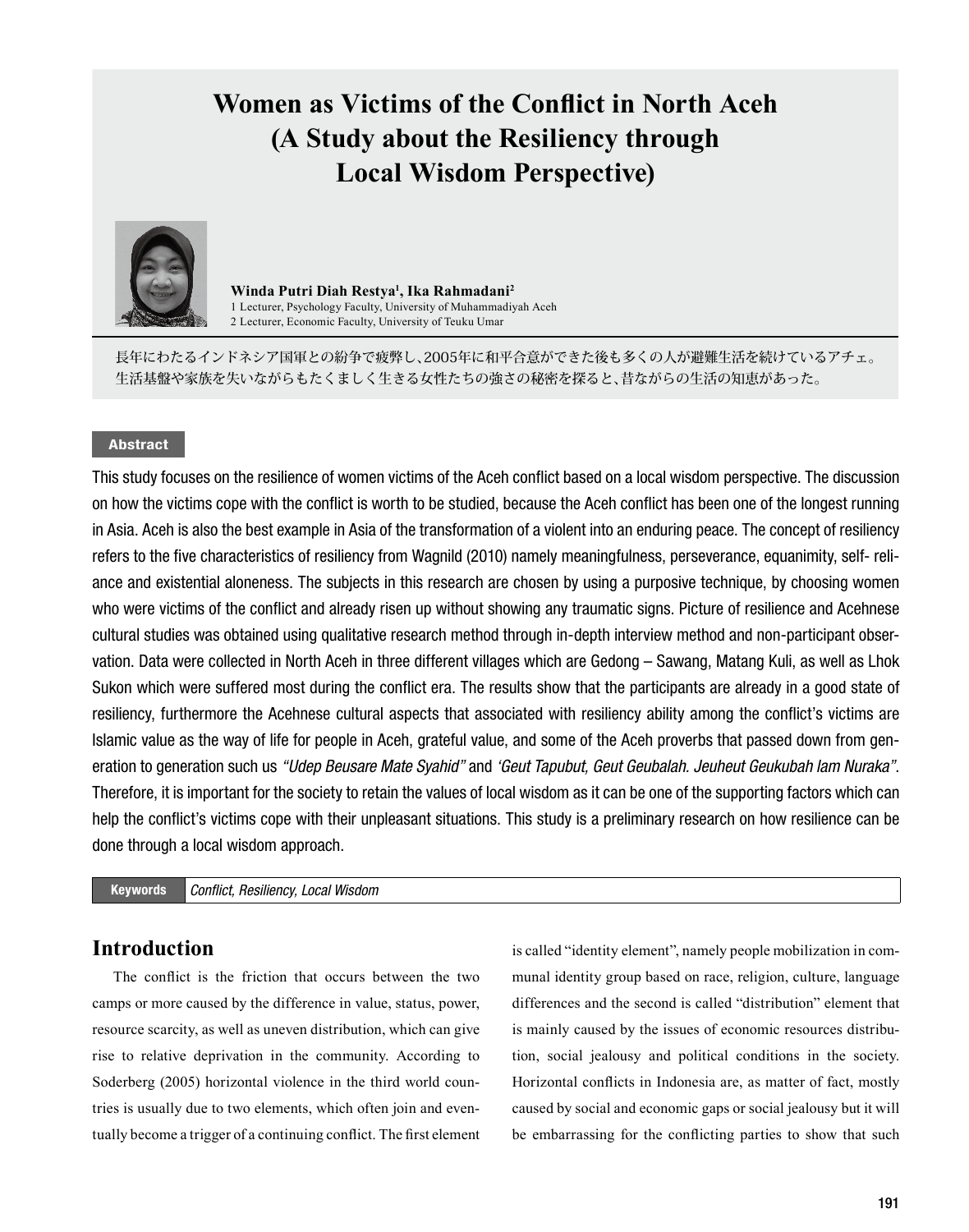# Women as Victims of the Conflict in North Aceh (A Study about the Resiliency through Local Wisdom Perspective)

**Winda Putri Diah Restya[1], Ika Rahmadani[2]**

1 Lecturer, Psychology Faculty, University of Muhammadiyah Aceh
2 Lecturer, Economic Faculty, University of Teuku Umar

長年にわたるインドネシア国軍との紛争で疲弊し、2005年に和平合意ができた後も多くの人が避難生活を続けているアチェ。生活基盤や家族を失いながらもたくましく生きる女性たちの強さの秘密を探ると、昔ながらの生活の知恵があった。

## Abstract

This study focuses on the resilience of women victims of the Aceh conflict based on a local wisdom perspective. The discussion on how the victims cope with the conflict is worth to be studied, because the Aceh conflict has been one of the longest running in Asia. Aceh is also the best example in Asia of the transformation of a violent into an enduring peace. The concept of resiliency refers to the five characteristics of resiliency from Wagnild (2010) namely meaningfulness, perseverance, equanimity, self- reliance and existential aloneness. The subjects in this research are chosen by using a purposive technique, by choosing women who were victims of the conflict and already risen up without showing any traumatic signs. Picture of resilience and Acehnese cultural studies was obtained using qualitative research method through in-depth interview method and non-participant observation. Data were collected in North Aceh in three different villages which are Gedong – Sawang, Matang Kuli, as well as Lhok Sukon which were suffered most during the conflict era. The results show that the participants are already in a good state of resiliency, furthermore the Acehnese cultural aspects that associated with resiliency ability among the conflict's victims are Islamic value as the way of life for people in Aceh, grateful value, and some of the Aceh proverbs that passed down from generation to generation such us *"Udep Beusare Mate Syahid"* and *'Geut Tapubut, Geut Geubalah. Jeuheut Geukubah lam Nuraka"*. Therefore, it is important for the society to retain the values of local wisdom as it can be one of the supporting factors which can help the conflict's victims cope with their unpleasant situations. This study is a preliminary research on how resilience can be done through a local wisdom approach.

**Keywords** *Conflict, Resiliency, Local Wisdom*

## Introduction

The conflict is the friction that occurs between the two camps or more caused by the difference in value, status, power, resource scarcity, as well as uneven distribution, which can give rise to relative deprivation in the community. According to Soderberg (2005) horizontal violence in the third world countries is usually due to two elements, which often join and eventually become a trigger of a continuing conflict. The first element is called "identity element", namely people mobilization in communal identity group based on race, religion, culture, language differences and the second is called "distribution" element that is mainly caused by the issues of economic resources distribution, social jealousy and political conditions in the society. Horizontal conflicts in Indonesia are, as matter of fact, mostly caused by social and economic gaps or social jealousy but it will be embarrassing for the conflicting parties to show that such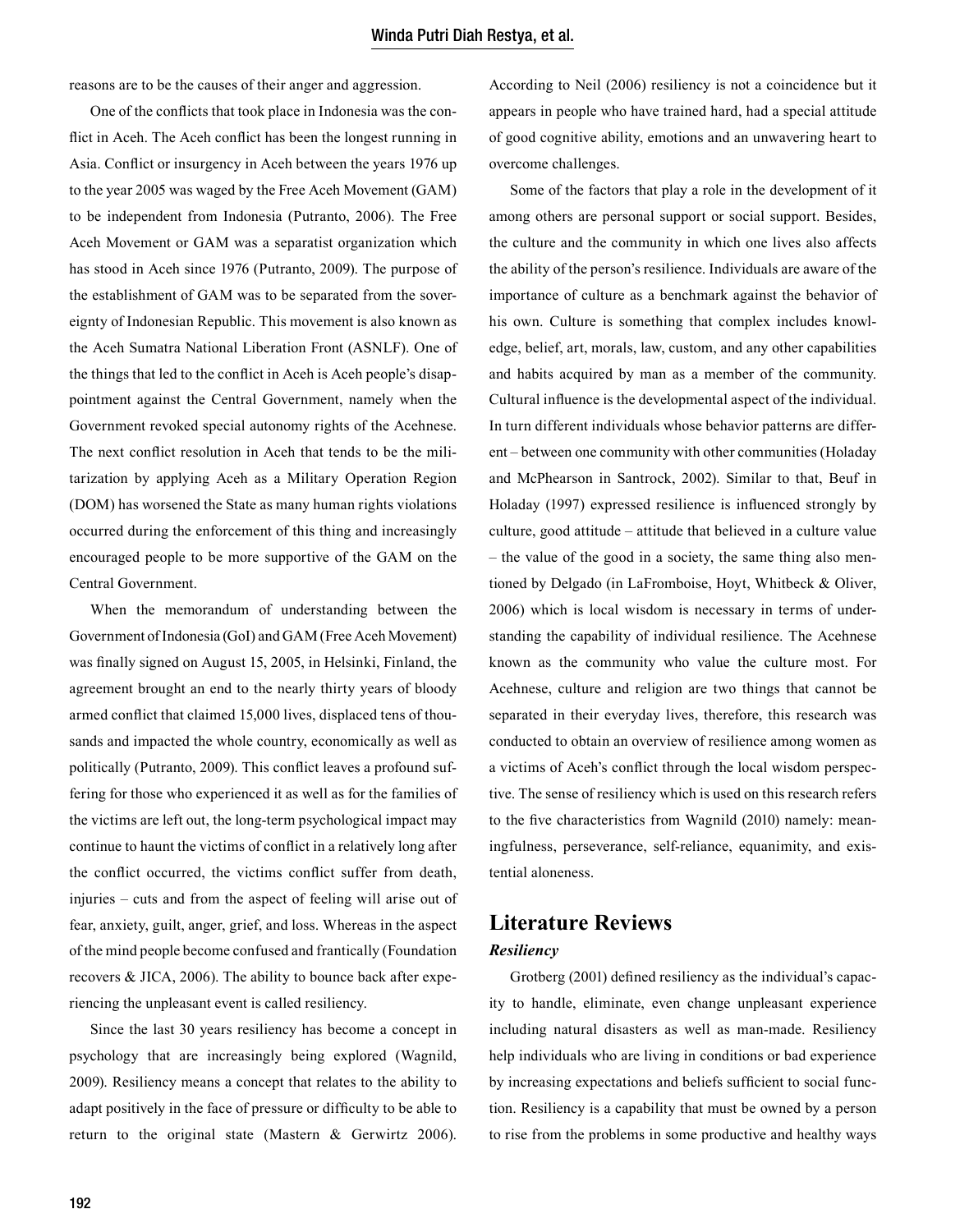reasons are to be the causes of their anger and aggression.

One of the conflicts that took place in Indonesia was the conflict in Aceh. The Aceh conflict has been the longest running in Asia. Conflict or insurgency in Aceh between the years 1976 up to the year 2005 was waged by the Free Aceh Movement (GAM) to be independent from Indonesia (Putranto, 2006). The Free Aceh Movement or GAM was a separatist organization which has stood in Aceh since 1976 (Putranto, 2009). The purpose of the establishment of GAM was to be separated from the sovereignty of Indonesian Republic. This movement is also known as the Aceh Sumatra National Liberation Front (ASNLF). One of the things that led to the conflict in Aceh is Aceh people's disappointment against the Central Government, namely when the Government revoked special autonomy rights of the Acehnese. The next conflict resolution in Aceh that tends to be the militarization by applying Aceh as a Military Operation Region (DOM) has worsened the State as many human rights violations occurred during the enforcement of this thing and increasingly encouraged people to be more supportive of the GAM on the Central Government.

When the memorandum of understanding between the Government of Indonesia (GoI) and GAM (Free Aceh Movement) was finally signed on August 15, 2005, in Helsinki, Finland, the agreement brought an end to the nearly thirty years of bloody armed conflict that claimed 15,000 lives, displaced tens of thousands and impacted the whole country, economically as well as politically (Putranto, 2009). This conflict leaves a profound suffering for those who experienced it as well as for the families of the victims are left out, the long-term psychological impact may continue to haunt the victims of conflict in a relatively long after the conflict occurred, the victims conflict suffer from death, injuries – cuts and from the aspect of feeling will arise out of fear, anxiety, guilt, anger, grief, and loss. Whereas in the aspect of the mind people become confused and frantically (Foundation recovers & JICA, 2006). The ability to bounce back after experiencing the unpleasant event is called resiliency.

Since the last 30 years resiliency has become a concept in psychology that are increasingly being explored (Wagnild, 2009). Resiliency means a concept that relates to the ability to adapt positively in the face of pressure or difficulty to be able to return to the original state (Mastern & Gerwirtz 2006). According to Neil (2006) resiliency is not a coincidence but it appears in people who have trained hard, had a special attitude of good cognitive ability, emotions and an unwavering heart to overcome challenges.

Some of the factors that play a role in the development of it among others are personal support or social support. Besides, the culture and the community in which one lives also affects the ability of the person's resilience. Individuals are aware of the importance of culture as a benchmark against the behavior of his own. Culture is something that complex includes knowledge, belief, art, morals, law, custom, and any other capabilities and habits acquired by man as a member of the community. Cultural influence is the developmental aspect of the individual. In turn different individuals whose behavior patterns are different – between one community with other communities (Holaday and McPhearson in Santrock, 2002). Similar to that, Beuf in Holaday (1997) expressed resilience is influenced strongly by culture, good attitude – attitude that believed in a culture value – the value of the good in a society, the same thing also mentioned by Delgado (in LaFromboise, Hoyt, Whitbeck & Oliver, 2006) which is local wisdom is necessary in terms of understanding the capability of individual resilience. The Acehnese known as the community who value the culture most. For Acehnese, culture and religion are two things that cannot be separated in their everyday lives, therefore, this research was conducted to obtain an overview of resilience among women as a victims of Aceh's conflict through the local wisdom perspective. The sense of resiliency which is used on this research refers to the five characteristics from Wagnild (2010) namely: meaningfulness, perseverance, self-reliance, equanimity, and existential aloneness.

## Literature Reviews

### *Resiliency*

Grotberg (2001) defined resiliency as the individual's capacity to handle, eliminate, even change unpleasant experience including natural disasters as well as man-made. Resiliency help individuals who are living in conditions or bad experience by increasing expectations and beliefs sufficient to social function. Resiliency is a capability that must be owned by a person to rise from the problems in some productive and healthy ways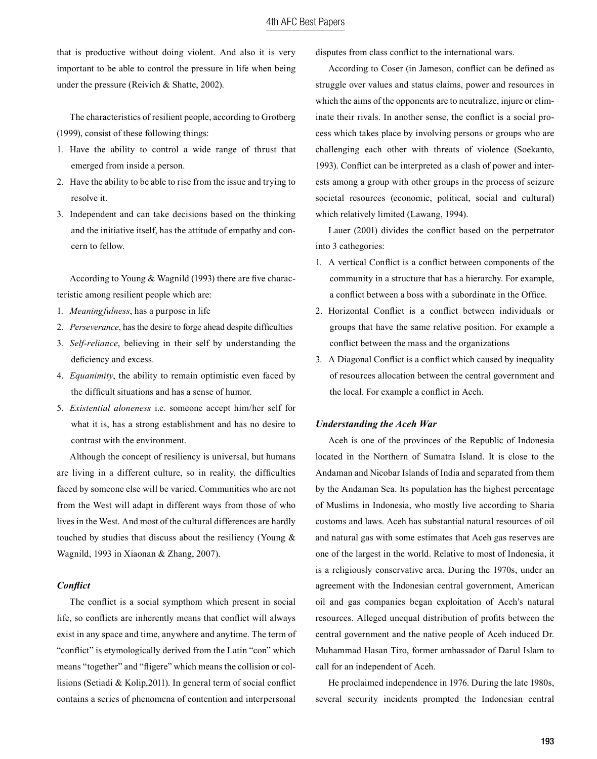that is productive without doing violent. And also it is very important to be able to control the pressure in life when being under the pressure (Reivich & Shatte, 2002).

The characteristics of resilient people, according to Grotberg (1999), consist of these following things:

1. Have the ability to control a wide range of thrust that emerged from inside a person.
2. Have the ability to be able to rise from the issue and trying to resolve it.
3. Independent and can take decisions based on the thinking and the initiative itself, has the attitude of empathy and concern to fellow.

According to Young & Wagnild (1993) there are five characteristic among resilient people which are:

1. *Meaningfulness*, has a purpose in life
2. *Perseverance*, has the desire to forge ahead despite difficulties
3. *Self-reliance*, believing in their self by understanding the deficiency and excess.
4. *Equanimity*, the ability to remain optimistic even faced by the difficult situations and has a sense of humor.
5. *Existential aloneness* i.e. someone accept him/her self for what it is, has a strong establishment and has no desire to contrast with the environment.

Although the concept of resiliency is universal, but humans are living in a different culture, so in reality, the difficulties faced by someone else will be varied. Communities who are not from the West will adapt in different ways from those of who lives in the West. And most of the cultural differences are hardly touched by studies that discuss about the resiliency (Young & Wagnild, 1993 in Xiaonan & Zhang, 2007).

### *Conflict*

The conflict is a social sympthom which present in social life, so conflicts are inherently means that conflict will always exist in any space and time, anywhere and anytime. The term of "conflict" is etymologically derived from the Latin "con" which means "together" and "fligere" which means the collision or collisions (Setiadi & Kolip,2011). In general term of social conflict contains a series of phenomena of contention and interpersonal disputes from class conflict to the international wars.

According to Coser (in Jameson, conflict can be defined as struggle over values and status claims, power and resources in which the aims of the opponents are to neutralize, injure or eliminate their rivals. In another sense, the conflict is a social process which takes place by involving persons or groups who are challenging each other with threats of violence (Soekanto, 1993). Conflict can be interpreted as a clash of power and interests among a group with other groups in the process of seizure societal resources (economic, political, social and cultural) which relatively limited (Lawang, 1994).

Lauer (2001) divides the conflict based on the perpetrator into 3 cathegories:

1. A vertical Conflict is a conflict between components of the community in a structure that has a hierarchy. For example, a conflict between a boss with a subordinate in the Office.
2. Horizontal Conflict is a conflict between individuals or groups that have the same relative position. For example a conflict between the mass and the organizations
3. A Diagonal Conflict is a conflict which caused by inequality of resources allocation between the central government and the local. For example a conflict in Aceh.

### *Understanding the Aceh War*

Aceh is one of the provinces of the Republic of Indonesia located in the Northern of Sumatra Island. It is close to the Andaman and Nicobar Islands of India and separated from them by the Andaman Sea. Its population has the highest percentage of Muslims in Indonesia, who mostly live according to Sharia customs and laws. Aceh has substantial natural resources of oil and natural gas with some estimates that Aceh gas reserves are one of the largest in the world. Relative to most of Indonesia, it is a religiously conservative area. During the 1970s, under an agreement with the Indonesian central government, American oil and gas companies began exploitation of Aceh's natural resources. Alleged unequal distribution of profits between the central government and the native people of Aceh induced Dr. Muhammad Hasan Tiro, former ambassador of Darul Islam to call for an independent of Aceh.

He proclaimed independence in 1976. During the late 1980s, several security incidents prompted the Indonesian central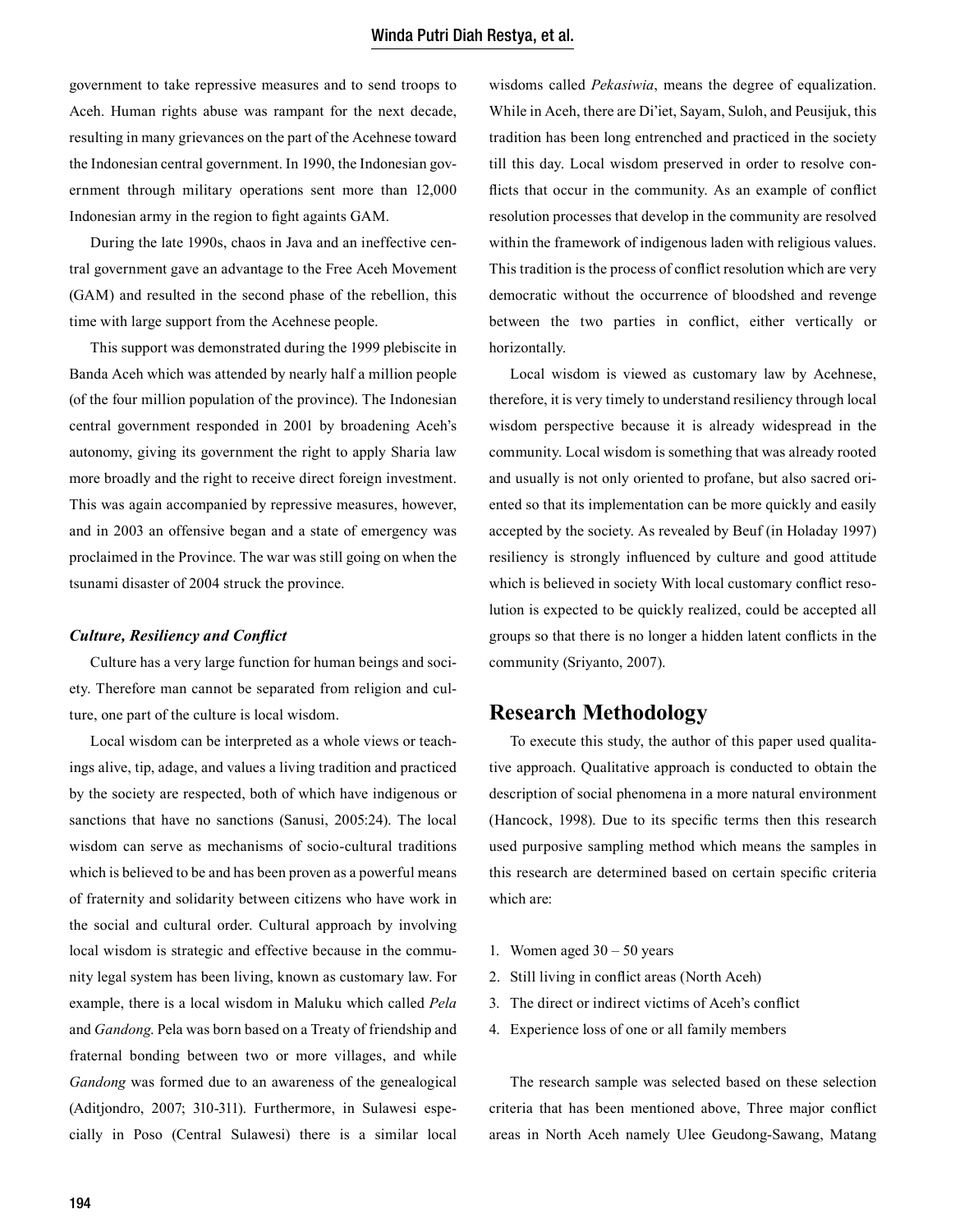government to take repressive measures and to send troops to Aceh. Human rights abuse was rampant for the next decade, resulting in many grievances on the part of the Acehnese toward the Indonesian central government. In 1990, the Indonesian government through military operations sent more than 12,000 Indonesian army in the region to fight againts GAM.

During the late 1990s, chaos in Java and an ineffective central government gave an advantage to the Free Aceh Movement (GAM) and resulted in the second phase of the rebellion, this time with large support from the Acehnese people.

This support was demonstrated during the 1999 plebiscite in Banda Aceh which was attended by nearly half a million people (of the four million population of the province). The Indonesian central government responded in 2001 by broadening Aceh's autonomy, giving its government the right to apply Sharia law more broadly and the right to receive direct foreign investment. This was again accompanied by repressive measures, however, and in 2003 an offensive began and a state of emergency was proclaimed in the Province. The war was still going on when the tsunami disaster of 2004 struck the province.

### *Culture, Resiliency and Conflict*

Culture has a very large function for human beings and society. Therefore man cannot be separated from religion and culture, one part of the culture is local wisdom.

Local wisdom can be interpreted as a whole views or teachings alive, tip, adage, and values a living tradition and practiced by the society are respected, both of which have indigenous or sanctions that have no sanctions (Sanusi, 2005:24). The local wisdom can serve as mechanisms of socio-cultural traditions which is believed to be and has been proven as a powerful means of fraternity and solidarity between citizens who have work in the social and cultural order. Cultural approach by involving local wisdom is strategic and effective because in the community legal system has been living, known as customary law. For example, there is a local wisdom in Maluku which called *Pela* and *Gandong*. Pela was born based on a Treaty of friendship and fraternal bonding between two or more villages, and while *Gandong* was formed due to an awareness of the genealogical (Aditjondro, 2007; 310-311). Furthermore, in Sulawesi especially in Poso (Central Sulawesi) there is a similar local wisdoms called *Pekasiwia*, means the degree of equalization. While in Aceh, there are Di'iet, Sayam, Suloh, and Peusijuk, this tradition has been long entrenched and practiced in the society till this day. Local wisdom preserved in order to resolve conflicts that occur in the community. As an example of conflict resolution processes that develop in the community are resolved within the framework of indigenous laden with religious values. This tradition is the process of conflict resolution which are very democratic without the occurrence of bloodshed and revenge between the two parties in conflict, either vertically or horizontally.

Local wisdom is viewed as customary law by Acehnese, therefore, it is very timely to understand resiliency through local wisdom perspective because it is already widespread in the community. Local wisdom is something that was already rooted and usually is not only oriented to profane, but also sacred oriented so that its implementation can be more quickly and easily accepted by the society. As revealed by Beuf (in Holaday 1997) resiliency is strongly influenced by culture and good attitude which is believed in society With local customary conflict resolution is expected to be quickly realized, could be accepted all groups so that there is no longer a hidden latent conflicts in the community (Sriyanto, 2007).

## Research Methodology

To execute this study, the author of this paper used qualitative approach. Qualitative approach is conducted to obtain the description of social phenomena in a more natural environment (Hancock, 1998). Due to its specific terms then this research used purposive sampling method which means the samples in this research are determined based on certain specific criteria which are:

1. Women aged 30 – 50 years
2. Still living in conflict areas (North Aceh)
3. The direct or indirect victims of Aceh's conflict
4. Experience loss of one or all family members

The research sample was selected based on these selection criteria that has been mentioned above, Three major conflict areas in North Aceh namely Ulee Geudong-Sawang, Matang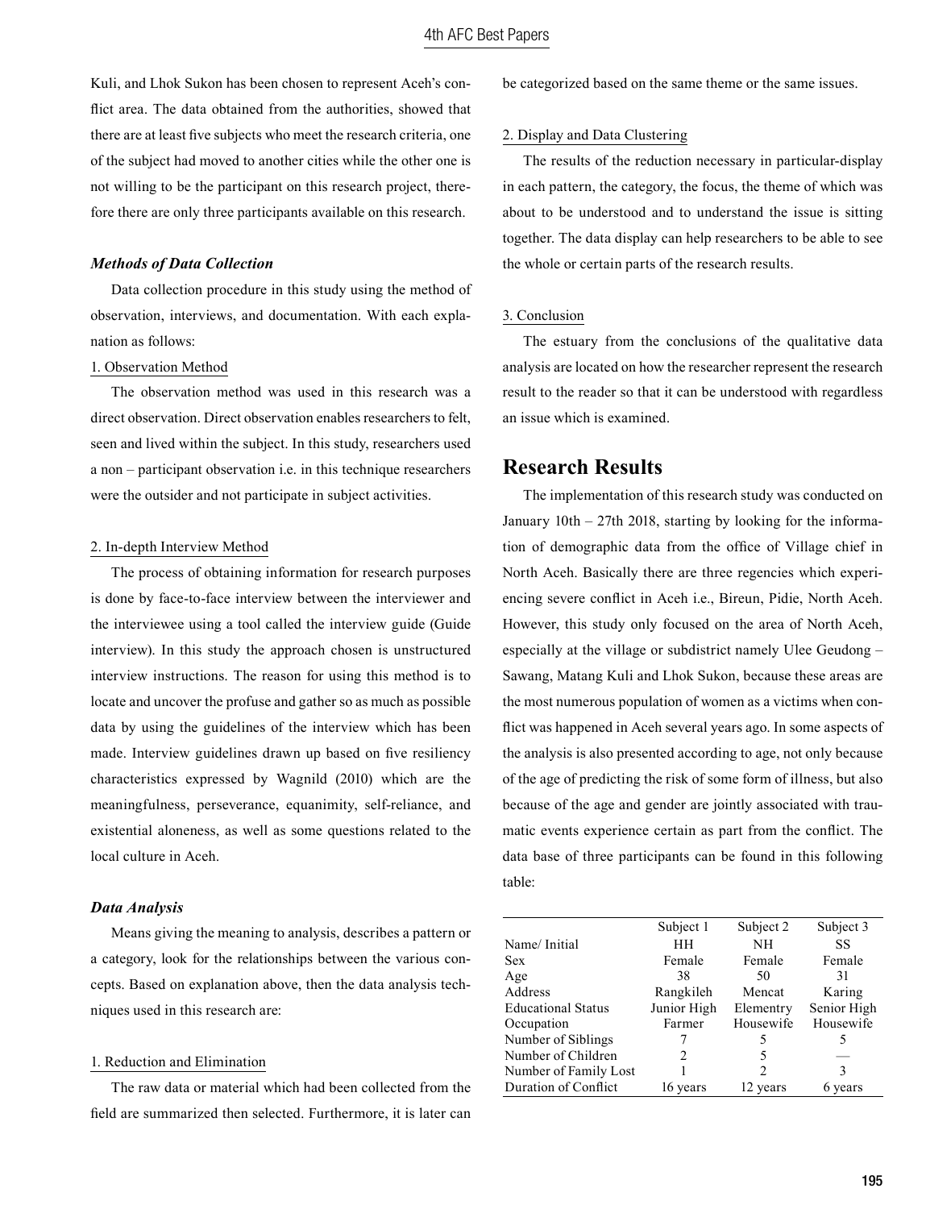Kuli, and Lhok Sukon has been chosen to represent Aceh's conflict area. The data obtained from the authorities, showed that there are at least five subjects who meet the research criteria, one of the subject had moved to another cities while the other one is not willing to be the participant on this research project, therefore there are only three participants available on this research.

### *Methods of Data Collection*

Data collection procedure in this study using the method of observation, interviews, and documentation. With each explanation as follows:

1. Observation Method

The observation method was used in this research was a direct observation. Direct observation enables researchers to felt, seen and lived within the subject. In this study, researchers used a non – participant observation i.e. in this technique researchers were the outsider and not participate in subject activities.

2. In-depth Interview Method

The process of obtaining information for research purposes is done by face-to-face interview between the interviewer and the interviewee using a tool called the interview guide (Guide interview). In this study the approach chosen is unstructured interview instructions. The reason for using this method is to locate and uncover the profuse and gather so as much as possible data by using the guidelines of the interview which has been made. Interview guidelines drawn up based on five resiliency characteristics expressed by Wagnild (2010) which are the meaningfulness, perseverance, equanimity, self-reliance, and existential aloneness, as well as some questions related to the local culture in Aceh.

### *Data Analysis*

Means giving the meaning to analysis, describes a pattern or a category, look for the relationships between the various concepts. Based on explanation above, then the data analysis techniques used in this research are:

1. Reduction and Elimination

The raw data or material which had been collected from the field are summarized then selected. Furthermore, it is later can be categorized based on the same theme or the same issues.

2. Display and Data Clustering

The results of the reduction necessary in particular-display in each pattern, the category, the focus, the theme of which was about to be understood and to understand the issue is sitting together. The data display can help researchers to be able to see the whole or certain parts of the research results.

3. Conclusion

The estuary from the conclusions of the qualitative data analysis are located on how the researcher represent the research result to the reader so that it can be understood with regardless an issue which is examined.

## Research Results

The implementation of this research study was conducted on January 10th – 27th 2018, starting by looking for the information of demographic data from the office of Village chief in North Aceh. Basically there are three regencies which experiencing severe conflict in Aceh i.e., Bireun, Pidie, North Aceh. However, this study only focused on the area of North Aceh, especially at the village or subdistrict namely Ulee Geudong – Sawang, Matang Kuli and Lhok Sukon, because these areas are the most numerous population of women as a victims when conflict was happened in Aceh several years ago. In some aspects of the analysis is also presented according to age, not only because of the age of predicting the risk of some form of illness, but also because of the age and gender are jointly associated with traumatic events experience certain as part from the conflict. The data base of three participants can be found in this following table:

| | Subject 1 | Subject 2 | Subject 3 |
|---|---|---|---|
| Name/ Initial | HH | NH | SS |
| Sex | Female | Female | Female |
| Age | 38 | 50 | 31 |
| Address | Rangkileh | Mencat | Karing |
| Educational Status | Junior High | Elementry | Senior High |
| Occupation | Farmer | Housewife | Housewife |
| Number of Siblings | 7 | 5 | 5 |
| Number of Children | 2 | 5 | — |
| Number of Family Lost | 1 | 2 | 3 |
| Duration of Conflict | 16 years | 12 years | 6 years |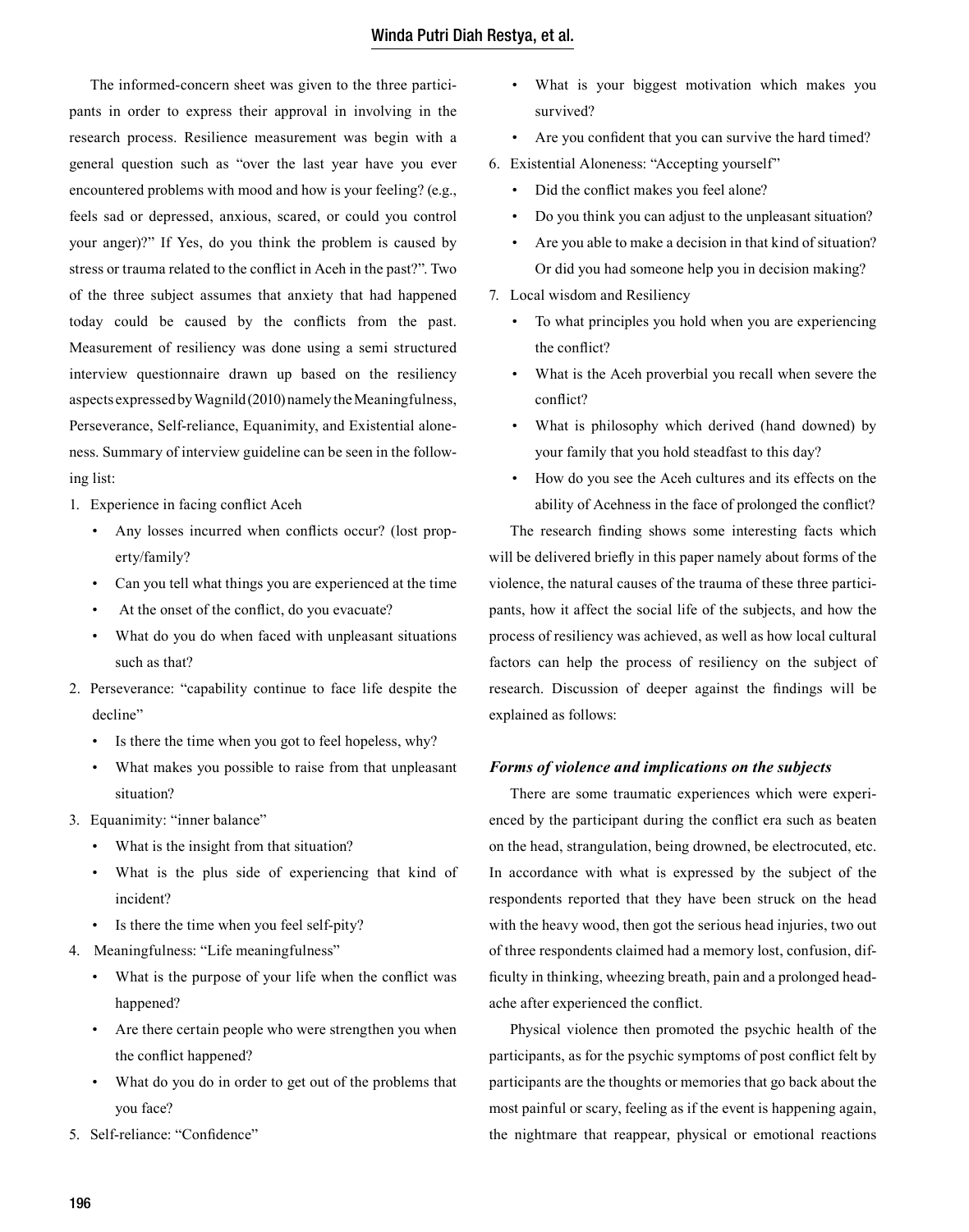The informed-concern sheet was given to the three participants in order to express their approval in involving in the research process. Resilience measurement was begin with a general question such as "over the last year have you ever encountered problems with mood and how is your feeling? (e.g., feels sad or depressed, anxious, scared, or could you control your anger)?" If Yes, do you think the problem is caused by stress or trauma related to the conflict in Aceh in the past?". Two of the three subject assumes that anxiety that had happened today could be caused by the conflicts from the past. Measurement of resiliency was done using a semi structured interview questionnaire drawn up based on the resiliency aspects expressed by Wagnild (2010) namely the Meaningfulness, Perseverance, Self-reliance, Equanimity, and Existential aloneness. Summary of interview guideline can be seen in the following list:

1. Experience in facing conflict Aceh
   - Any losses incurred when conflicts occur? (lost property/family?
   - Can you tell what things you are experienced at the time
   - At the onset of the conflict, do you evacuate?
   - What do you do when faced with unpleasant situations such as that?
2. Perseverance: "capability continue to face life despite the decline"
   - Is there the time when you got to feel hopeless, why?
   - What makes you possible to raise from that unpleasant situation?
3. Equanimity: "inner balance"
   - What is the insight from that situation?
   - What is the plus side of experiencing that kind of incident?
   - Is there the time when you feel self-pity?
4. Meaningfulness: "Life meaningfulness"
   - What is the purpose of your life when the conflict was happened?
   - Are there certain people who were strengthen you when the conflict happened?
   - What do you do in order to get out of the problems that you face?
5. Self-reliance: "Confidence"
   - What is your biggest motivation which makes you survived?
   - Are you confident that you can survive the hard timed?
6. Existential Aloneness: "Accepting yourself"
   - Did the conflict makes you feel alone?
   - Do you think you can adjust to the unpleasant situation?
   - Are you able to make a decision in that kind of situation? Or did you had someone help you in decision making?
7. Local wisdom and Resiliency
   - To what principles you hold when you are experiencing the conflict?
   - What is the Aceh proverbial you recall when severe the conflict?
   - What is philosophy which derived (hand downed) by your family that you hold steadfast to this day?
   - How do you see the Aceh cultures and its effects on the ability of Acehness in the face of prolonged the conflict?

The research finding shows some interesting facts which will be delivered briefly in this paper namely about forms of the violence, the natural causes of the trauma of these three participants, how it affect the social life of the subjects, and how the process of resiliency was achieved, as well as how local cultural factors can help the process of resiliency on the subject of research. Discussion of deeper against the findings will be explained as follows:

### *Forms of violence and implications on the subjects*

There are some traumatic experiences which were experienced by the participant during the conflict era such as beaten on the head, strangulation, being drowned, be electrocuted, etc. In accordance with what is expressed by the subject of the respondents reported that they have been struck on the head with the heavy wood, then got the serious head injuries, two out of three respondents claimed had a memory lost, confusion, difficulty in thinking, wheezing breath, pain and a prolonged headache after experienced the conflict.

Physical violence then promoted the psychic health of the participants, as for the psychic symptoms of post conflict felt by participants are the thoughts or memories that go back about the most painful or scary, feeling as if the event is happening again, the nightmare that reappear, physical or emotional reactions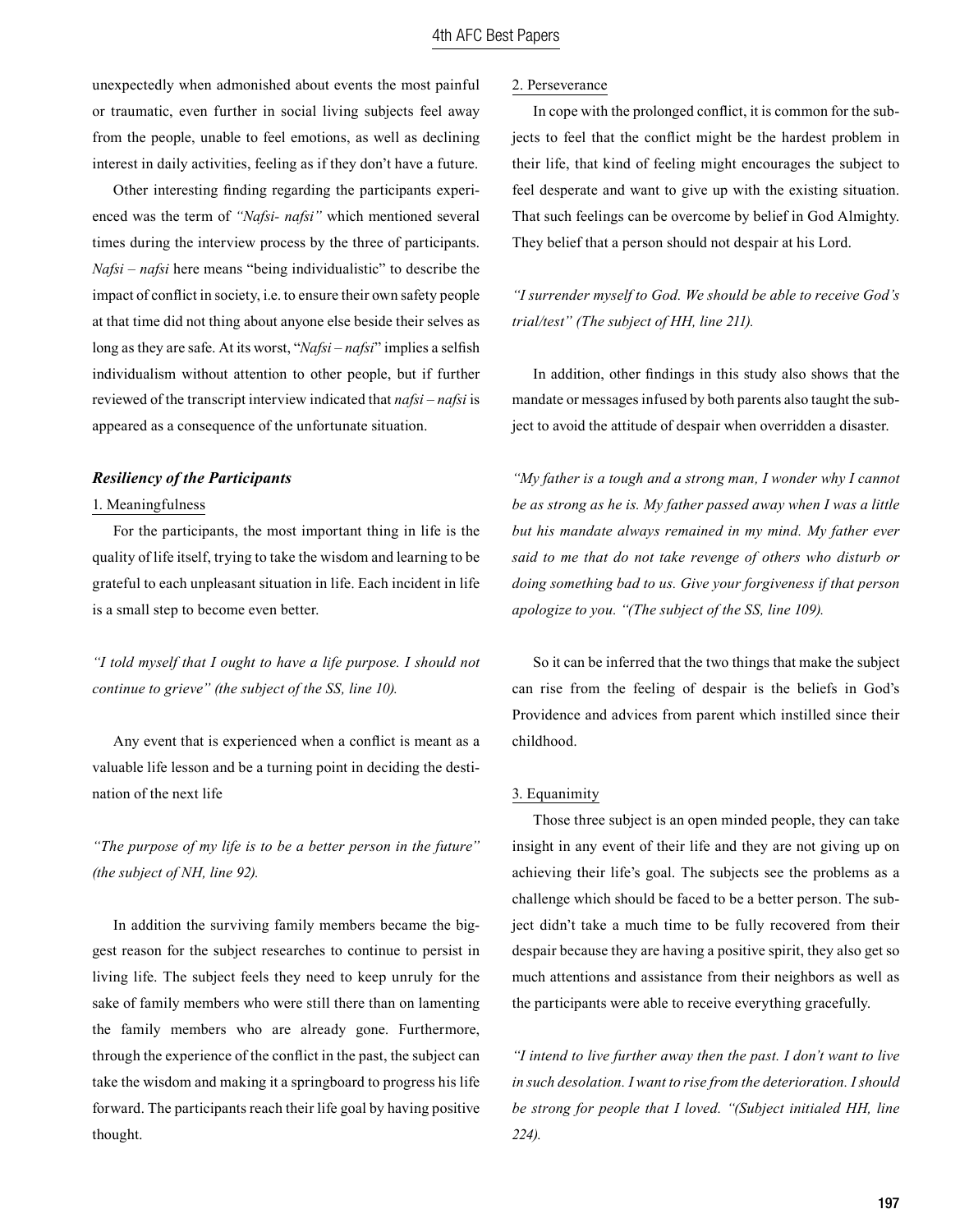unexpectedly when admonished about events the most painful or traumatic, even further in social living subjects feel away from the people, unable to feel emotions, as well as declining interest in daily activities, feeling as if they don't have a future.

Other interesting finding regarding the participants experienced was the term of *"Nafsi- nafsi"* which mentioned several times during the interview process by the three of participants. *Nafsi – nafsi* here means "being individualistic" to describe the impact of conflict in society, i.e. to ensure their own safety people at that time did not thing about anyone else beside their selves as long as they are safe. At its worst, "*Nafsi – nafsi*" implies a selfish individualism without attention to other people, but if further reviewed of the transcript interview indicated that *nafsi – nafsi* is appeared as a consequence of the unfortunate situation.

### *Resiliency of the Participants*

1. Meaningfulness

For the participants, the most important thing in life is the quality of life itself, trying to take the wisdom and learning to be grateful to each unpleasant situation in life. Each incident in life is a small step to become even better.

*"I told myself that I ought to have a life purpose. I should not continue to grieve" (the subject of the SS, line 10).*

Any event that is experienced when a conflict is meant as a valuable life lesson and be a turning point in deciding the destination of the next life

*"The purpose of my life is to be a better person in the future" (the subject of NH, line 92).*

In addition the surviving family members became the biggest reason for the subject researches to continue to persist in living life. The subject feels they need to keep unruly for the sake of family members who were still there than on lamenting the family members who are already gone. Furthermore, through the experience of the conflict in the past, the subject can take the wisdom and making it a springboard to progress his life forward. The participants reach their life goal by having positive thought.

2. Perseverance

In cope with the prolonged conflict, it is common for the subjects to feel that the conflict might be the hardest problem in their life, that kind of feeling might encourages the subject to feel desperate and want to give up with the existing situation. That such feelings can be overcome by belief in God Almighty. They belief that a person should not despair at his Lord.

*"I surrender myself to God. We should be able to receive God's trial/test" (The subject of HH, line 211).*

In addition, other findings in this study also shows that the mandate or messages infused by both parents also taught the subject to avoid the attitude of despair when overridden a disaster.

*"My father is a tough and a strong man, I wonder why I cannot be as strong as he is. My father passed away when I was a little but his mandate always remained in my mind. My father ever said to me that do not take revenge of others who disturb or doing something bad to us. Give your forgiveness if that person apologize to you. "(The subject of the SS, line 109).*

So it can be inferred that the two things that make the subject can rise from the feeling of despair is the beliefs in God's Providence and advices from parent which instilled since their childhood.

3. Equanimity

Those three subject is an open minded people, they can take insight in any event of their life and they are not giving up on achieving their life's goal. The subjects see the problems as a challenge which should be faced to be a better person. The subject didn't take a much time to be fully recovered from their despair because they are having a positive spirit, they also get so much attentions and assistance from their neighbors as well as the participants were able to receive everything gracefully.

*"I intend to live further away then the past. I don't want to live in such desolation. I want to rise from the deterioration. I should be strong for people that I loved. "(Subject initialed HH, line 224).*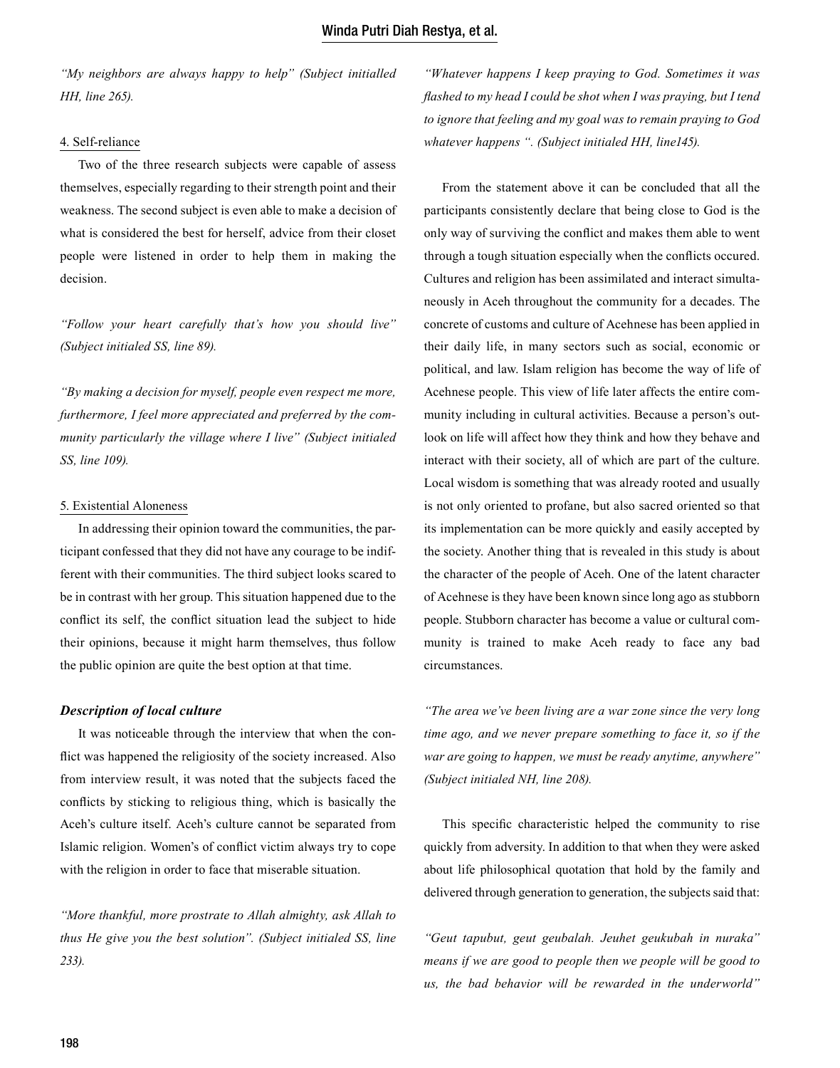*"My neighbors are always happy to help" (Subject initialled HH, line 265).*

4. Self-reliance

Two of the three research subjects were capable of assess themselves, especially regarding to their strength point and their weakness. The second subject is even able to make a decision of what is considered the best for herself, advice from their closet people were listened in order to help them in making the decision.

*"Follow your heart carefully that's how you should live" (Subject initialed SS, line 89).*

*"By making a decision for myself, people even respect me more, furthermore, I feel more appreciated and preferred by the community particularly the village where I live" (Subject initialed SS, line 109).*

5. Existential Aloneness

In addressing their opinion toward the communities, the participant confessed that they did not have any courage to be indifferent with their communities. The third subject looks scared to be in contrast with her group. This situation happened due to the conflict its self, the conflict situation lead the subject to hide their opinions, because it might harm themselves, thus follow the public opinion are quite the best option at that time.

### *Description of local culture*

It was noticeable through the interview that when the conflict was happened the religiosity of the society increased. Also from interview result, it was noted that the subjects faced the conflicts by sticking to religious thing, which is basically the Aceh's culture itself. Aceh's culture cannot be separated from Islamic religion. Women's of conflict victim always try to cope with the religion in order to face that miserable situation.

*"More thankful, more prostrate to Allah almighty, ask Allah to thus He give you the best solution". (Subject initialed SS, line 233).*

*"Whatever happens I keep praying to God. Sometimes it was flashed to my head I could be shot when I was praying, but I tend to ignore that feeling and my goal was to remain praying to God whatever happens ". (Subject initialed HH, line145).*

From the statement above it can be concluded that all the participants consistently declare that being close to God is the only way of surviving the conflict and makes them able to went through a tough situation especially when the conflicts occured. Cultures and religion has been assimilated and interact simultaneously in Aceh throughout the community for a decades. The concrete of customs and culture of Acehnese has been applied in their daily life, in many sectors such as social, economic or political, and law. Islam religion has become the way of life of Acehnese people. This view of life later affects the entire community including in cultural activities. Because a person's outlook on life will affect how they think and how they behave and interact with their society, all of which are part of the culture. Local wisdom is something that was already rooted and usually is not only oriented to profane, but also sacred oriented so that its implementation can be more quickly and easily accepted by the society. Another thing that is revealed in this study is about the character of the people of Aceh. One of the latent character of Acehnese is they have been known since long ago as stubborn people. Stubborn character has become a value or cultural community is trained to make Aceh ready to face any bad circumstances.

*"The area we've been living are a war zone since the very long time ago, and we never prepare something to face it, so if the war are going to happen, we must be ready anytime, anywhere" (Subject initialed NH, line 208).*

This specific characteristic helped the community to rise quickly from adversity. In addition to that when they were asked about life philosophical quotation that hold by the family and delivered through generation to generation, the subjects said that:

*"Geut tapubut, geut geubalah. Jeuhet geukubah in nuraka" means if we are good to people then we people will be good to us, the bad behavior will be rewarded in the underworld"*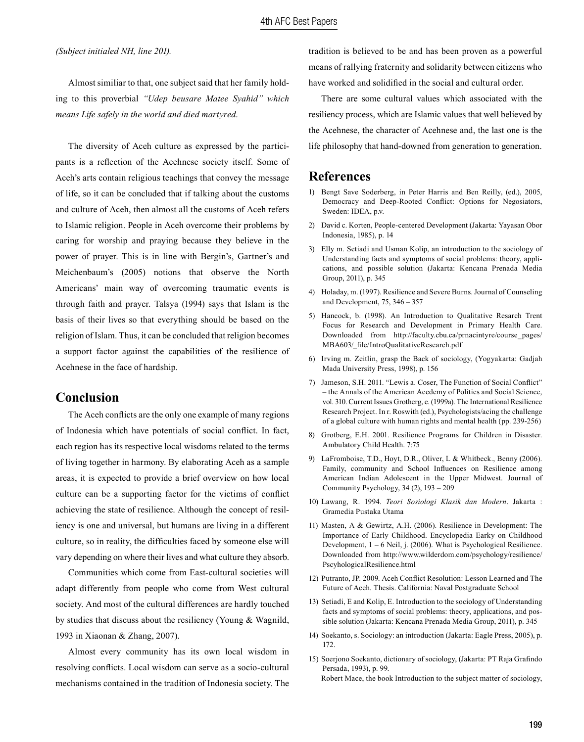*(Subject initialed NH, line 201).*

Almost similiar to that, one subject said that her family holding to this proverbial *"Udep beusare Matee Syahid" which means Life safely in the world and died martyred*.

The diversity of Aceh culture as expressed by the participants is a reflection of the Acehnese society itself. Some of Aceh's arts contain religious teachings that convey the message of life, so it can be concluded that if talking about the customs and culture of Aceh, then almost all the customs of Aceh refers to Islamic religion. People in Aceh overcome their problems by caring for worship and praying because they believe in the power of prayer. This is in line with Bergin's, Gartner's and Meichenbaum's (2005) notions that observe the North Americans' main way of overcoming traumatic events is through faith and prayer. Talsya (1994) says that Islam is the basis of their lives so that everything should be based on the religion of Islam. Thus, it can be concluded that religion becomes a support factor against the capabilities of the resilience of Acehnese in the face of hardship.

## Conclusion

The Aceh conflicts are the only one example of many regions of Indonesia which have potentials of social conflict. In fact, each region has its respective local wisdoms related to the terms of living together in harmony. By elaborating Aceh as a sample areas, it is expected to provide a brief overview on how local culture can be a supporting factor for the victims of conflict achieving the state of resilience. Although the concept of resiliency is one and universal, but humans are living in a different culture, so in reality, the difficulties faced by someone else will vary depending on where their lives and what culture they absorb.

Communities which come from East-cultural societies will adapt differently from people who come from West cultural society. And most of the cultural differences are hardly touched by studies that discuss about the resiliency (Young & Wagnild, 1993 in Xiaonan & Zhang, 2007).

Almost every community has its own local wisdom in resolving conflicts. Local wisdom can serve as a socio-cultural mechanisms contained in the tradition of Indonesia society. The tradition is believed to be and has been proven as a powerful means of rallying fraternity and solidarity between citizens who have worked and solidified in the social and cultural order.

There are some cultural values which associated with the resiliency process, which are Islamic values that well believed by the Acehnese, the character of Acehnese and, the last one is the life philosophy that hand-downed from generation to generation.

## References

1) Bengt Save Soderberg, in Peter Harris and Ben Reilly, (ed.), 2005, Democracy and Deep-Rooted Conflict: Options for Negosiators, Sweden: IDEA, p.v.
2) David c. Korten, People-centered Development (Jakarta: Yayasan Obor Indonesia, 1985), p. 14
3) Elly m. Setiadi and Usman Kolip, an introduction to the sociology of Understanding facts and symptoms of social problems: theory, applications, and possible solution (Jakarta: Kencana Prenada Media Group, 2011), p. 345
4) Holaday, m. (1997). Resilience and Severe Burns. Journal of Counseling and Development, 75, 346 – 357
5) Hancock, b. (1998). An Introduction to Qualitative Resarch Trent Focus for Research and Development in Primary Health Care. Downloaded from http://faculty.cbu.ca/prnacintyre/course_pages/MBA603/_file/IntroQualitativeResearch.pdf
6) Irving m. Zeitlin, grasp the Back of sociology, (Yogyakarta: Gadjah Mada University Press, 1998), p. 156
7) Jameson, S.H. 2011. "Lewis a. Coser, The Function of Social Conflict" – the Annals of the American Acedemy of Politics and Social Science, vol. 310. Current Issues Grotherg, e. (1999a). The International Resilience Research Project. In r. Roswith (ed.), Psychologists/acing the challenge of a global culture with human rights and mental health (pp. 239-256)
8) Grotberg, E.H. 2001. Resilience Programs for Children in Disaster. Ambulatory Child Health. 7:75
9) LaFromboise, T.D., Hoyt, D.R., Oliver, L & Whitbeck., Benny (2006). Family, community and School Influences on Resilience among American Indian Adolescent in the Upper Midwest. Journal of Community Psychology, 34 (2), 193 – 209
10) Lawang, R. 1994. *Teori Sosiologi Klasik dan Modern*. Jakarta : Gramedia Pustaka Utama
11) Masten, A & Gewirtz, A.H. (2006). Resilience in Development: The Importance of Early Childhood. Encyclopedia Earky on Childhood Development, 1 – 6 Neil, j. (2006). What is Psychological Resilience. Downloaded from http://www.wilderdom.com/psychology/resilience/PscyhologicalResilience.html
12) Putranto, JP. 2009. Aceh Conflict Resolution: Lesson Learned and The Future of Aceh. Thesis. California: Naval Postgraduate School
13) Setiadi, E and Kolip, E. Introduction to the sociology of Understanding facts and symptoms of social problems: theory, applications, and possible solution (Jakarta: Kencana Prenada Media Group, 2011), p. 345
14) Soekanto, s. Sociology: an introduction (Jakarta: Eagle Press, 2005), p. 172.
15) Soerjono Soekanto, dictionary of sociology, (Jakarta: PT Raja Grafindo Persada, 1993), p. 99.
    Robert Mace, the book Introduction to the subject matter of sociology,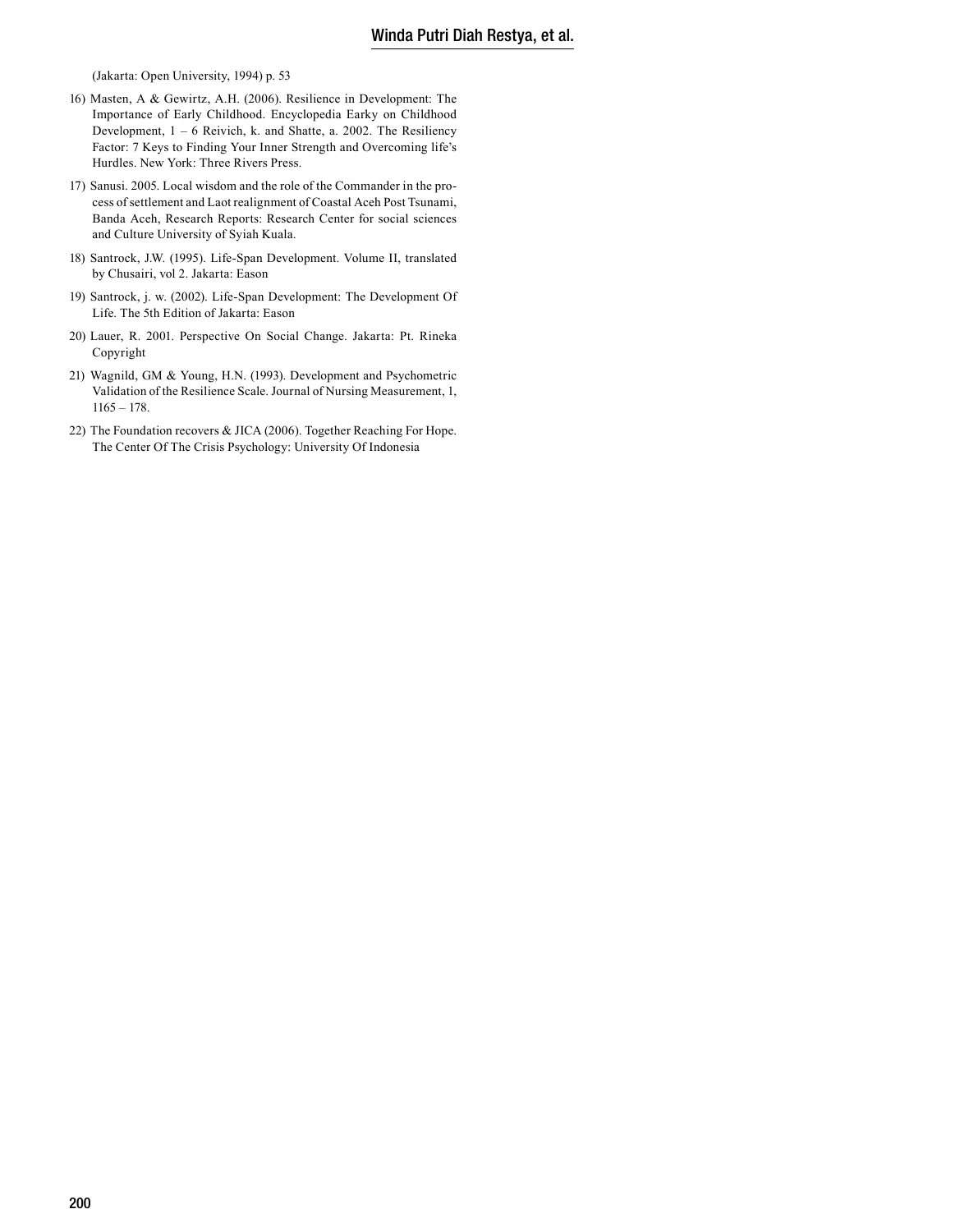(Jakarta: Open University, 1994) p. 53

16) Masten, A & Gewirtz, A.H. (2006). Resilience in Development: The Importance of Early Childhood. Encyclopedia Earky on Childhood Development, 1 – 6 Reivich, k. and Shatte, a. 2002. The Resiliency Factor: 7 Keys to Finding Your Inner Strength and Overcoming life's Hurdles. New York: Three Rivers Press.

17) Sanusi. 2005. Local wisdom and the role of the Commander in the process of settlement and Laot realignment of Coastal Aceh Post Tsunami, Banda Aceh, Research Reports: Research Center for social sciences and Culture University of Syiah Kuala.

18) Santrock, J.W. (1995). Life-Span Development. Volume II, translated by Chusairi, vol 2. Jakarta: Eason

19) Santrock, j. w. (2002). Life-Span Development: The Development Of Life. The 5th Edition of Jakarta: Eason

20) Lauer, R. 2001. Perspective On Social Change. Jakarta: Pt. Rineka Copyright

21) Wagnild, GM & Young, H.N. (1993). Development and Psychometric Validation of the Resilience Scale. Journal of Nursing Measurement, 1, 1165 – 178.

22) The Foundation recovers & JICA (2006). Together Reaching For Hope. The Center Of The Crisis Psychology: University Of Indonesia